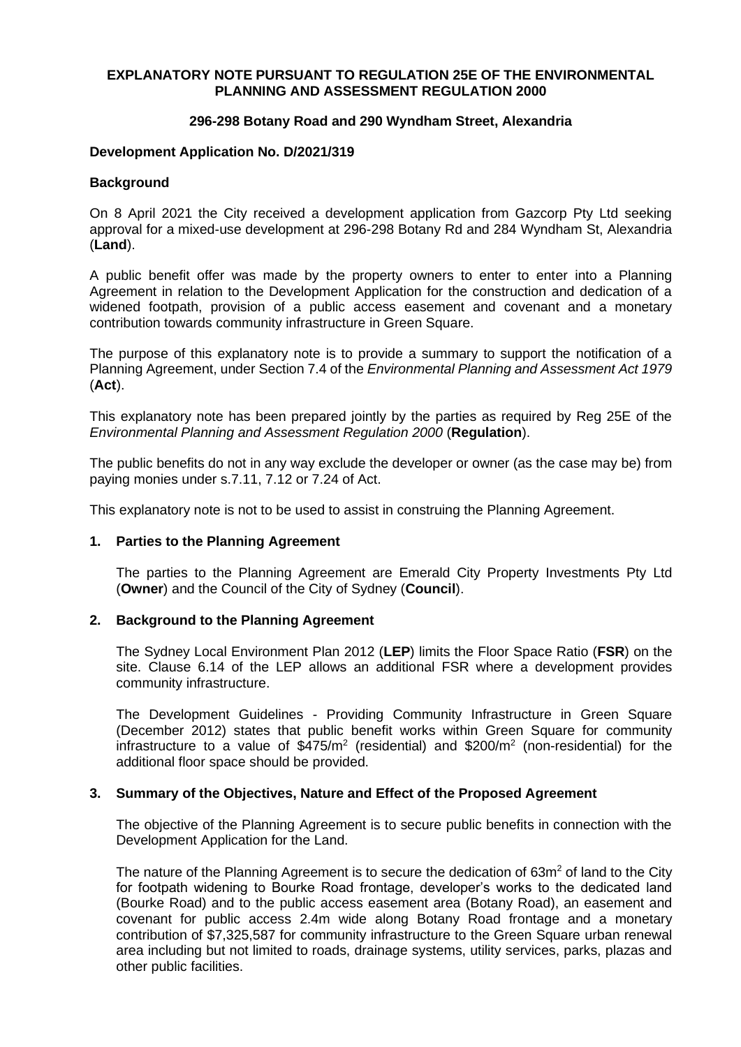**EXPLANATORY NOTE PURSUANT TO REGULATION 25E OF THE ENVIRONMENTAL PLANNING AND ASSESSMENT REGULATION 2000**

**296-298 Botany Road and 290 Wyndham Street, Alexandria**

**Development Application No. D/2021/319**

**Background**

On 8 April 2021 the City received a development application from Gazcorp Pty Ltd seeking approval for a mixed-use development at 296-298 Botany Rd and 284 Wyndham St, Alexandria (**Land**).

A public benefit offer was made by the property owners to enter to enter into a Planning Agreement in relation to the Development Application for the construction and dedication of a widened footpath, provision of a public access easement and covenant and a monetary contribution towards community infrastructure in Green Square.

The purpose of this explanatory note is to provide a summary to support the notification of a Planning Agreement, under Section 7.4 of the *Environmental Planning and Assessment Act 1979* (**Act**).

This explanatory note has been prepared jointly by the parties as required by Reg 25E of the *Environmental Planning and Assessment Regulation 2000* (**Regulation**).

The public benefits do not in any way exclude the developer or owner (as the case may be) from paying monies under s.7.11, 7.12 or 7.24 of Act.

This explanatory note is not to be used to assist in construing the Planning Agreement.

**1. Parties to the Planning Agreement**

The parties to the Planning Agreement are Emerald City Property Investments Pty Ltd (**Owner**) and the Council of the City of Sydney (**Council**).

**2. Background to the Planning Agreement**

The Sydney Local Environment Plan 2012 (**LEP**) limits the Floor Space Ratio (**FSR**) on the site. Clause 6.14 of the LEP allows an additional FSR where a development provides community infrastructure.

The Development Guidelines - Providing Community Infrastructure in Green Square (December 2012) states that public benefit works within Green Square for community infrastructure to a value of $475/m^2$ (residential) and $200/m^2$ (non-residential) for the additional floor space should be provided.

**3. Summary of the Objectives, Nature and Effect of the Proposed Agreement**

The objective of the Planning Agreement is to secure public benefits in connection with the Development Application for the Land.

The nature of the Planning Agreement is to secure the dedication of $63m^2$ of land to the City for footpath widening to Bourke Road frontage, developer's works to the dedicated land (Bourke Road) and to the public access easement area (Botany Road), an easement and covenant for public access 2.4m wide along Botany Road frontage and a monetary contribution of $7,325,587 for community infrastructure to the Green Square urban renewal area including but not limited to roads, drainage systems, utility services, parks, plazas and other public facilities.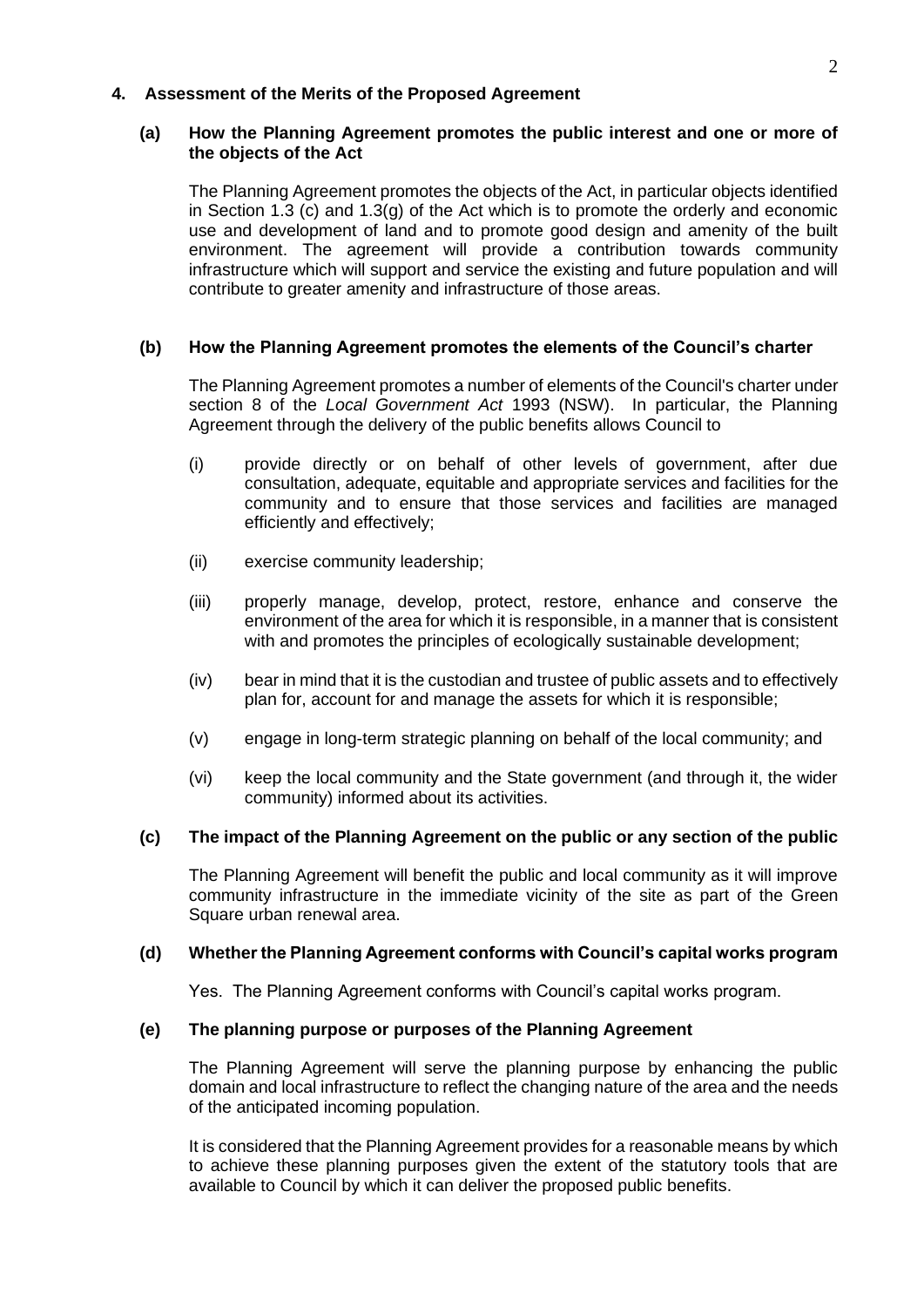## 4. Assessment of the Merits of the Proposed Agreement

### (a) How the Planning Agreement promotes the public interest and one or more of the objects of the Act

The Planning Agreement promotes the objects of the Act, in particular objects identified in Section 1.3 (c) and 1.3(g) of the Act which is to promote the orderly and economic use and development of land and to promote good design and amenity of the built environment. The agreement will provide a contribution towards community infrastructure which will support and service the existing and future population and will contribute to greater amenity and infrastructure of those areas.

### (b) How the Planning Agreement promotes the elements of the Council's charter

The Planning Agreement promotes a number of elements of the Council's charter under section 8 of the *Local Government Act* 1993 (NSW). In particular, the Planning Agreement through the delivery of the public benefits allows Council to

(i) provide directly or on behalf of other levels of government, after due consultation, adequate, equitable and appropriate services and facilities for the community and to ensure that those services and facilities are managed efficiently and effectively;

(ii) exercise community leadership;

(iii) properly manage, develop, protect, restore, enhance and conserve the environment of the area for which it is responsible, in a manner that is consistent with and promotes the principles of ecologically sustainable development;

(iv) bear in mind that it is the custodian and trustee of public assets and to effectively plan for, account for and manage the assets for which it is responsible;

(v) engage in long-term strategic planning on behalf of the local community; and

(vi) keep the local community and the State government (and through it, the wider community) informed about its activities.

### (c) The impact of the Planning Agreement on the public or any section of the public

The Planning Agreement will benefit the public and local community as it will improve community infrastructure in the immediate vicinity of the site as part of the Green Square urban renewal area.

### (d) Whether the Planning Agreement conforms with Council's capital works program

Yes. The Planning Agreement conforms with Council's capital works program.

### (e) The planning purpose or purposes of the Planning Agreement

The Planning Agreement will serve the planning purpose by enhancing the public domain and local infrastructure to reflect the changing nature of the area and the needs of the anticipated incoming population.

It is considered that the Planning Agreement provides for a reasonable means by which to achieve these planning purposes given the extent of the statutory tools that are available to Council by which it can deliver the proposed public benefits.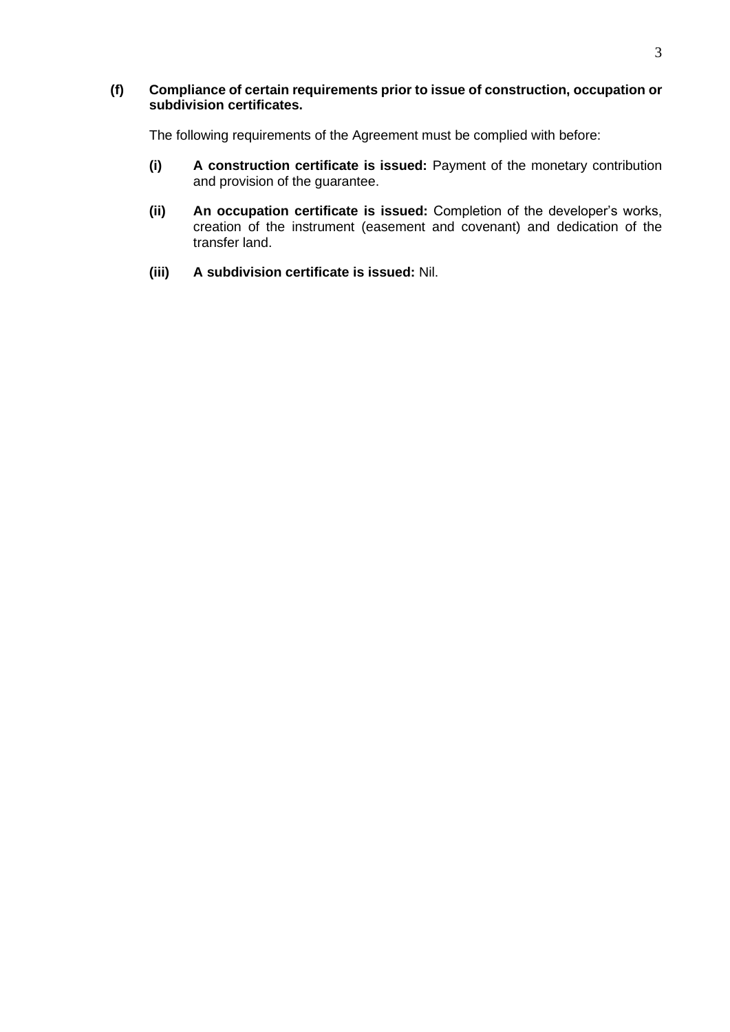**(f) Compliance of certain requirements prior to issue of construction, occupation or subdivision certificates.**

The following requirements of the Agreement must be complied with before:

- **(i) A construction certificate is issued:** Payment of the monetary contribution and provision of the guarantee.
- **(ii) An occupation certificate is issued:** Completion of the developer's works, creation of the instrument (easement and covenant) and dedication of the transfer land.
- **(iii) A subdivision certificate is issued:** Nil.